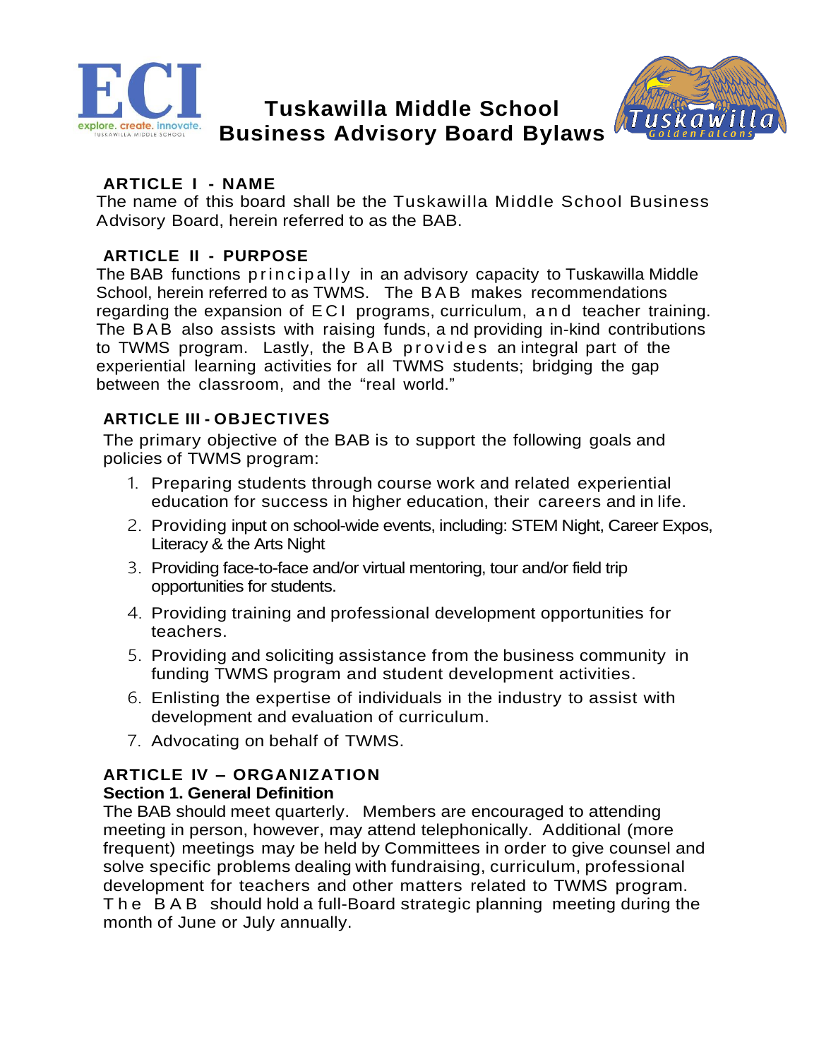# Tuskawilla Middle School Business Advisory Board Bylaws

## ARTICLE I - NAME

The name of this board shall be the Tuskawilla Middle School Business Advisory Board, herein referred to as the BAB.

## ARTICLE II - PURPOSE

The BAB functions principally in an advisory capacity to Tuskawilla Middle School, herein referred to as TWMS. The BAB makes recommendations regarding the expansion of ECI programs, curriculum, and teacher training. The BAB also assists with raising funds, a nd providing in-kind contributions to TWMS program. Lastly, the BAB provides an integral part of the experiential learning activities for all TWMS students; bridging the gap between the classroom, and the "real world."

## ARTICLE III - OBJECTIVES

The primary objective of the BAB is to support the following goals and policies of TWMS program:

1. Preparing students through course work and related experiential education for success in higher education, their careers and in life.
2. Providing input on school-wide events, including: STEM Night, Career Expos, Literacy & the Arts Night
3. Providing face-to-face and/or virtual mentoring, tour and/or field trip opportunities for students.
4. Providing training and professional development opportunities for teachers.
5. Providing and soliciting assistance from the business community in funding TWMS program and student development activities.
6. Enlisting the expertise of individuals in the industry to assist with development and evaluation of curriculum.
7. Advocating on behalf of TWMS.

## ARTICLE IV – ORGANIZATION

### Section 1. General Definition

The BAB should meet quarterly. Members are encouraged to attending meeting in person, however, may attend telephonically. Additional (more frequent) meetings may be held by Committees in order to give counsel and solve specific problems dealing with fundraising, curriculum, professional development for teachers and other matters related to TWMS program. The BAB should hold a full-Board strategic planning meeting during the month of June or July annually.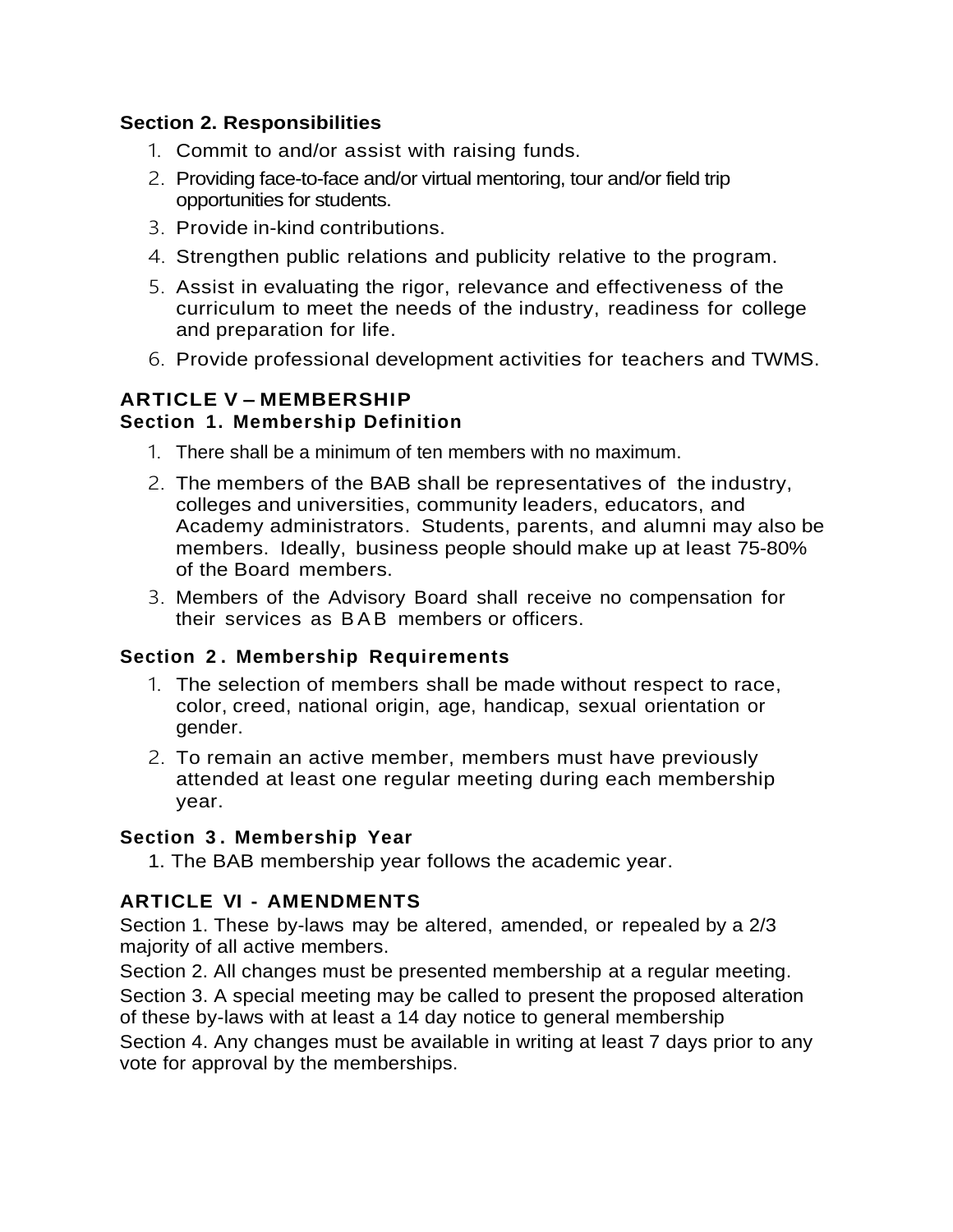**Section 2. Responsibilities**

1. Commit to and/or assist with raising funds.
2. Providing face-to-face and/or virtual mentoring, tour and/or field trip opportunities for students.
3. Provide in-kind contributions.
4. Strengthen public relations and publicity relative to the program.
5. Assist in evaluating the rigor, relevance and effectiveness of the curriculum to meet the needs of the industry, readiness for college and preparation for life.
6. Provide professional development activities for teachers and TWMS.

## ARTICLE V – MEMBERSHIP

**Section 1. Membership Definition**

1. There shall be a minimum of ten members with no maximum.
2. The members of the BAB shall be representatives of the industry, colleges and universities, community leaders, educators, and Academy administrators. Students, parents, and alumni may also be members. Ideally, business people should make up at least 75-80% of the Board members.
3. Members of the Advisory Board shall receive no compensation for their services as BAB members or officers.

**Section 2. Membership Requirements**

1. The selection of members shall be made without respect to race, color, creed, national origin, age, handicap, sexual orientation or gender.
2. To remain an active member, members must have previously attended at least one regular meeting during each membership year.

**Section 3. Membership Year**

1. The BAB membership year follows the academic year.

## ARTICLE VI - AMENDMENTS

Section 1. These by-laws may be altered, amended, or repealed by a 2/3 majority of all active members.

Section 2. All changes must be presented membership at a regular meeting.

Section 3. A special meeting may be called to present the proposed alteration of these by-laws with at least a 14 day notice to general membership

Section 4. Any changes must be available in writing at least 7 days prior to any vote for approval by the memberships.